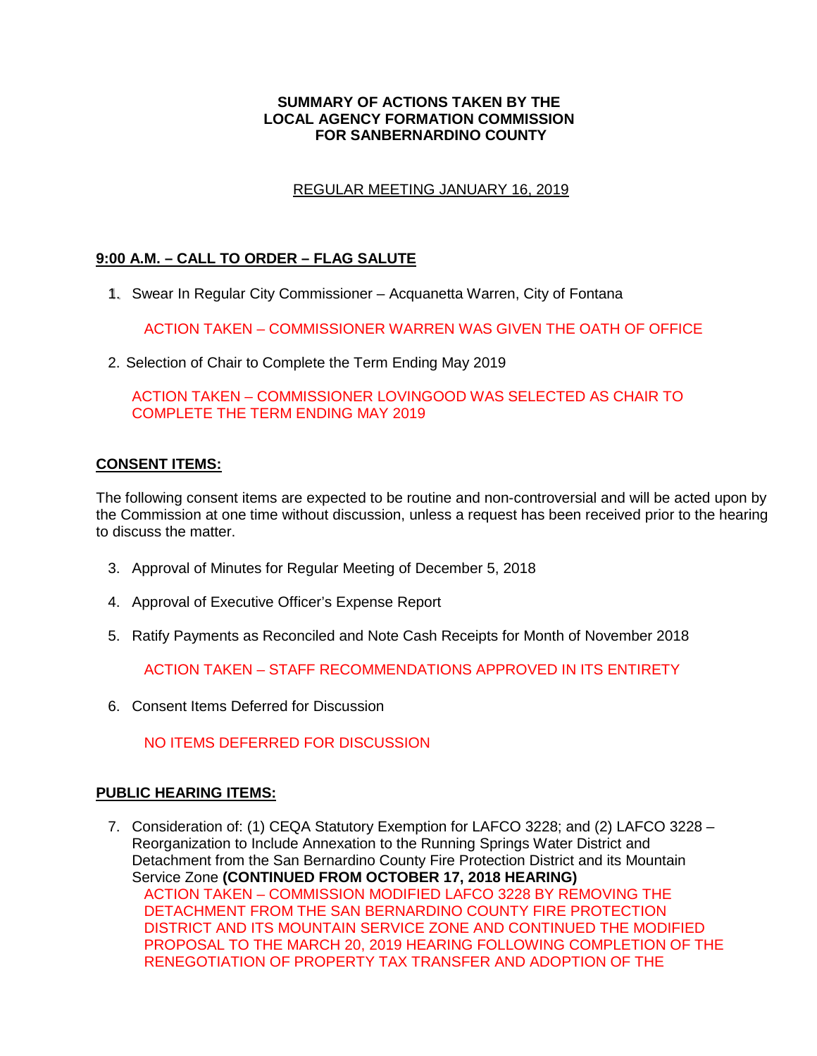**SUMMARY OF ACTIONS TAKEN BY THE**
**LOCAL AGENCY FORMATION COMMISSION**
**FOR SANBERNARDINO COUNTY**

REGULAR MEETING JANUARY 16, 2019

## 9:00 A.M. – CALL TO ORDER – FLAG SALUTE

1. Swear In Regular City Commissioner – Acquanetta Warren, City of Fontana

   ACTION TAKEN – COMMISSIONER WARREN WAS GIVEN THE OATH OF OFFICE

2. Selection of Chair to Complete the Term Ending May 2019

   ACTION TAKEN – COMMISSIONER LOVINGOOD WAS SELECTED AS CHAIR TO COMPLETE THE TERM ENDING MAY 2019

## CONSENT ITEMS:

The following consent items are expected to be routine and non-controversial and will be acted upon by the Commission at one time without discussion, unless a request has been received prior to the hearing to discuss the matter.

3. Approval of Minutes for Regular Meeting of December 5, 2018

4. Approval of Executive Officer's Expense Report

5. Ratify Payments as Reconciled and Note Cash Receipts for Month of November 2018

   ACTION TAKEN – STAFF RECOMMENDATIONS APPROVED IN ITS ENTIRETY

6. Consent Items Deferred for Discussion

   NO ITEMS DEFERRED FOR DISCUSSION

## PUBLIC HEARING ITEMS:

7. Consideration of: (1) CEQA Statutory Exemption for LAFCO 3228; and (2) LAFCO 3228 – Reorganization to Include Annexation to the Running Springs Water District and Detachment from the San Bernardino County Fire Protection District and its Mountain Service Zone **(CONTINUED FROM OCTOBER 17, 2018 HEARING)**
   ACTION TAKEN – COMMISSION MODIFIED LAFCO 3228 BY REMOVING THE DETACHMENT FROM THE SAN BERNARDINO COUNTY FIRE PROTECTION DISTRICT AND ITS MOUNTAIN SERVICE ZONE AND CONTINUED THE MODIFIED PROPOSAL TO THE MARCH 20, 2019 HEARING FOLLOWING COMPLETION OF THE RENEGOTIATION OF PROPERTY TAX TRANSFER AND ADOPTION OF THE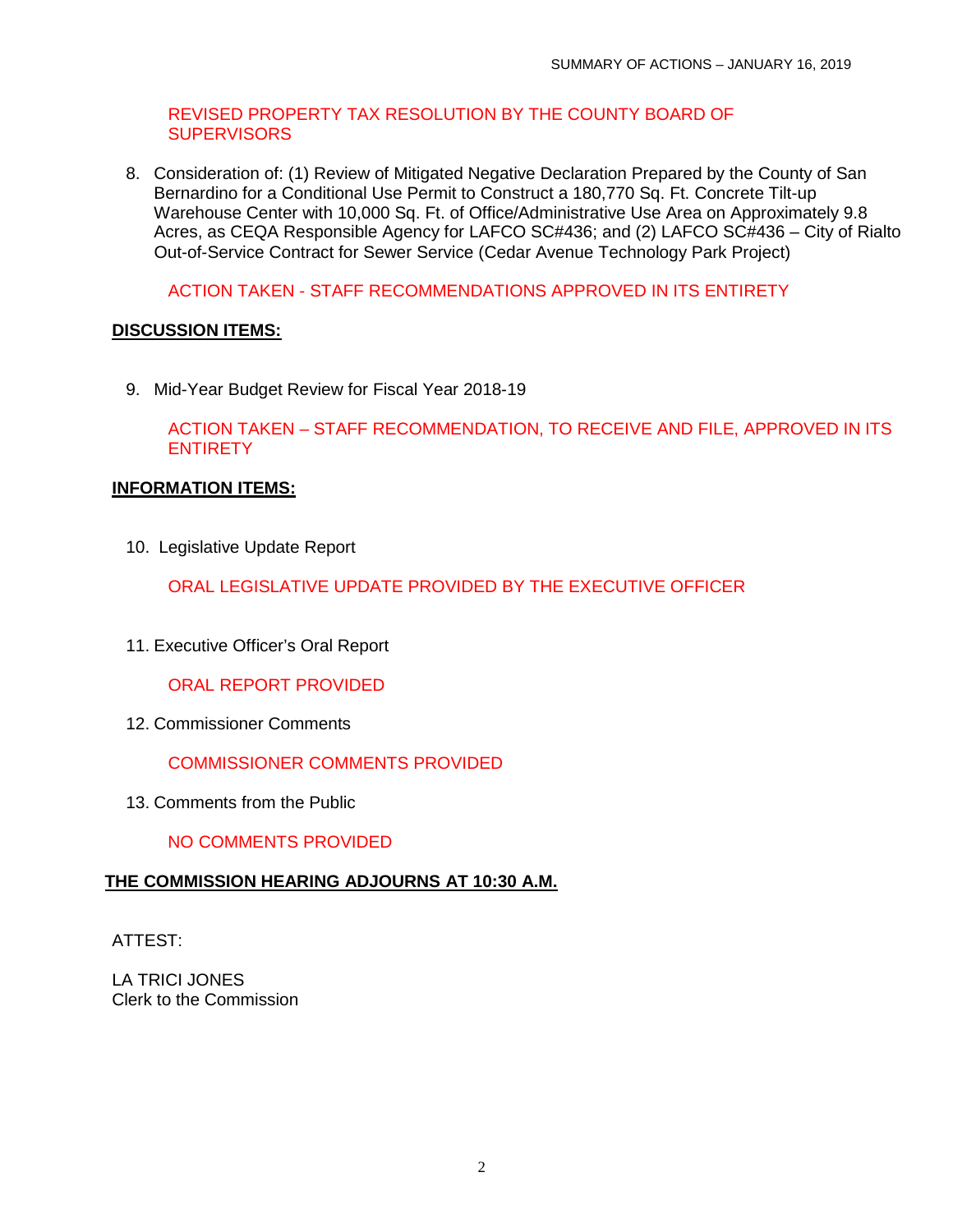REVISED PROPERTY TAX RESOLUTION BY THE COUNTY BOARD OF SUPERVISORS

8. Consideration of: (1) Review of Mitigated Negative Declaration Prepared by the County of San Bernardino for a Conditional Use Permit to Construct a 180,770 Sq. Ft. Concrete Tilt-up Warehouse Center with 10,000 Sq. Ft. of Office/Administrative Use Area on Approximately 9.8 Acres, as CEQA Responsible Agency for LAFCO SC#436; and (2) LAFCO SC#436 – City of Rialto Out-of-Service Contract for Sewer Service (Cedar Avenue Technology Park Project)

   ACTION TAKEN - STAFF RECOMMENDATIONS APPROVED IN ITS ENTIRETY

**DISCUSSION ITEMS:**

9. Mid-Year Budget Review for Fiscal Year 2018-19

   ACTION TAKEN – STAFF RECOMMENDATION, TO RECEIVE AND FILE, APPROVED IN ITS ENTIRETY

**INFORMATION ITEMS:**

10. Legislative Update Report

    ORAL LEGISLATIVE UPDATE PROVIDED BY THE EXECUTIVE OFFICER

11. Executive Officer's Oral Report

    ORAL REPORT PROVIDED

12. Commissioner Comments

    COMMISSIONER COMMENTS PROVIDED

13. Comments from the Public

    NO COMMENTS PROVIDED

**THE COMMISSION HEARING ADJOURNS AT 10:30 A.M.**

ATTEST:

LA TRICI JONES
Clerk to the Commission